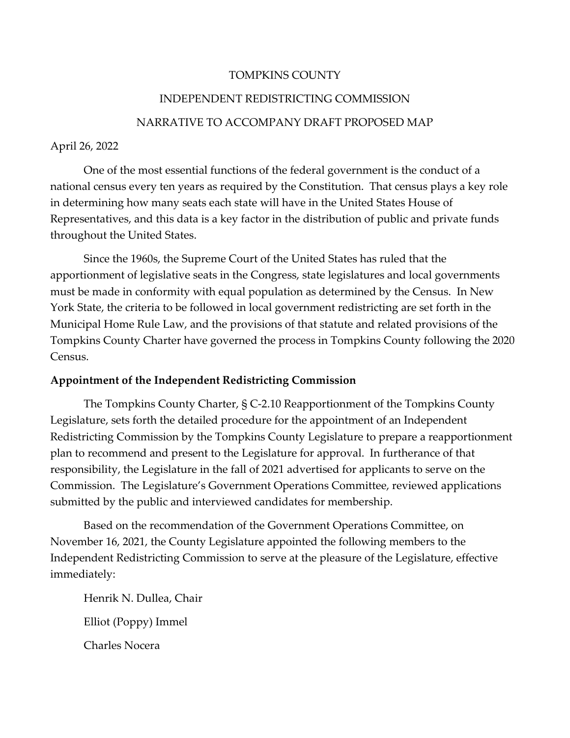TOMPKINS COUNTY

INDEPENDENT REDISTRICTING COMMISSION

NARRATIVE TO ACCOMPANY DRAFT PROPOSED MAP

April 26, 2022

One of the most essential functions of the federal government is the conduct of a national census every ten years as required by the Constitution. That census plays a key role in determining how many seats each state will have in the United States House of Representatives, and this data is a key factor in the distribution of public and private funds throughout the United States.

Since the 1960s, the Supreme Court of the United States has ruled that the apportionment of legislative seats in the Congress, state legislatures and local governments must be made in conformity with equal population as determined by the Census. In New York State, the criteria to be followed in local government redistricting are set forth in the Municipal Home Rule Law, and the provisions of that statute and related provisions of the Tompkins County Charter have governed the process in Tompkins County following the 2020 Census.

**Appointment of the Independent Redistricting Commission**

The Tompkins County Charter, § C-2.10 Reapportionment of the Tompkins County Legislature, sets forth the detailed procedure for the appointment of an Independent Redistricting Commission by the Tompkins County Legislature to prepare a reapportionment plan to recommend and present to the Legislature for approval. In furtherance of that responsibility, the Legislature in the fall of 2021 advertised for applicants to serve on the Commission. The Legislature's Government Operations Committee, reviewed applications submitted by the public and interviewed candidates for membership.

Based on the recommendation of the Government Operations Committee, on November 16, 2021, the County Legislature appointed the following members to the Independent Redistricting Commission to serve at the pleasure of the Legislature, effective immediately:

Henrik N. Dullea, Chair

Elliot (Poppy) Immel

Charles Nocera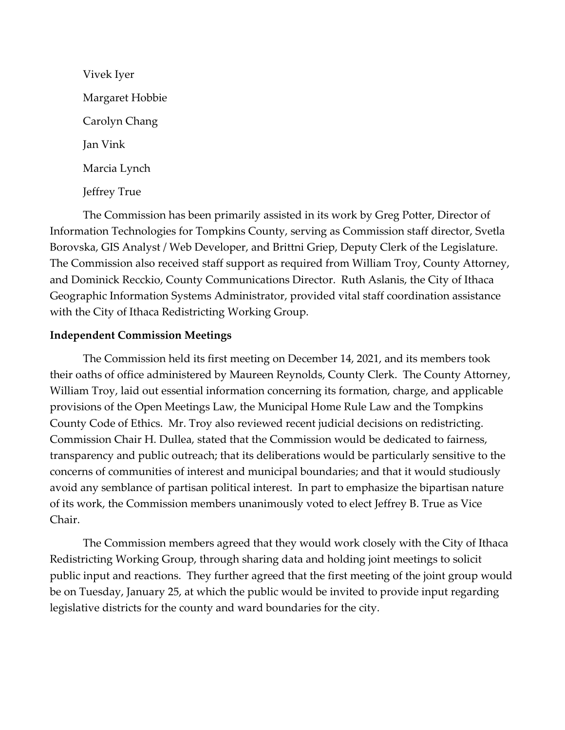Vivek Iyer

Margaret Hobbie

Carolyn Chang

Jan Vink

Marcia Lynch

Jeffrey True

The Commission has been primarily assisted in its work by Greg Potter, Director of Information Technologies for Tompkins County, serving as Commission staff director, Svetla Borovska, GIS Analyst / Web Developer, and Brittni Griep, Deputy Clerk of the Legislature. The Commission also received staff support as required from William Troy, County Attorney, and Dominick Recckio, County Communications Director. Ruth Aslanis, the City of Ithaca Geographic Information Systems Administrator, provided vital staff coordination assistance with the City of Ithaca Redistricting Working Group.

**Independent Commission Meetings**

The Commission held its first meeting on December 14, 2021, and its members took their oaths of office administered by Maureen Reynolds, County Clerk. The County Attorney, William Troy, laid out essential information concerning its formation, charge, and applicable provisions of the Open Meetings Law, the Municipal Home Rule Law and the Tompkins County Code of Ethics. Mr. Troy also reviewed recent judicial decisions on redistricting. Commission Chair H. Dullea, stated that the Commission would be dedicated to fairness, transparency and public outreach; that its deliberations would be particularly sensitive to the concerns of communities of interest and municipal boundaries; and that it would studiously avoid any semblance of partisan political interest. In part to emphasize the bipartisan nature of its work, the Commission members unanimously voted to elect Jeffrey B. True as Vice Chair.

The Commission members agreed that they would work closely with the City of Ithaca Redistricting Working Group, through sharing data and holding joint meetings to solicit public input and reactions. They further agreed that the first meeting of the joint group would be on Tuesday, January 25, at which the public would be invited to provide input regarding legislative districts for the county and ward boundaries for the city.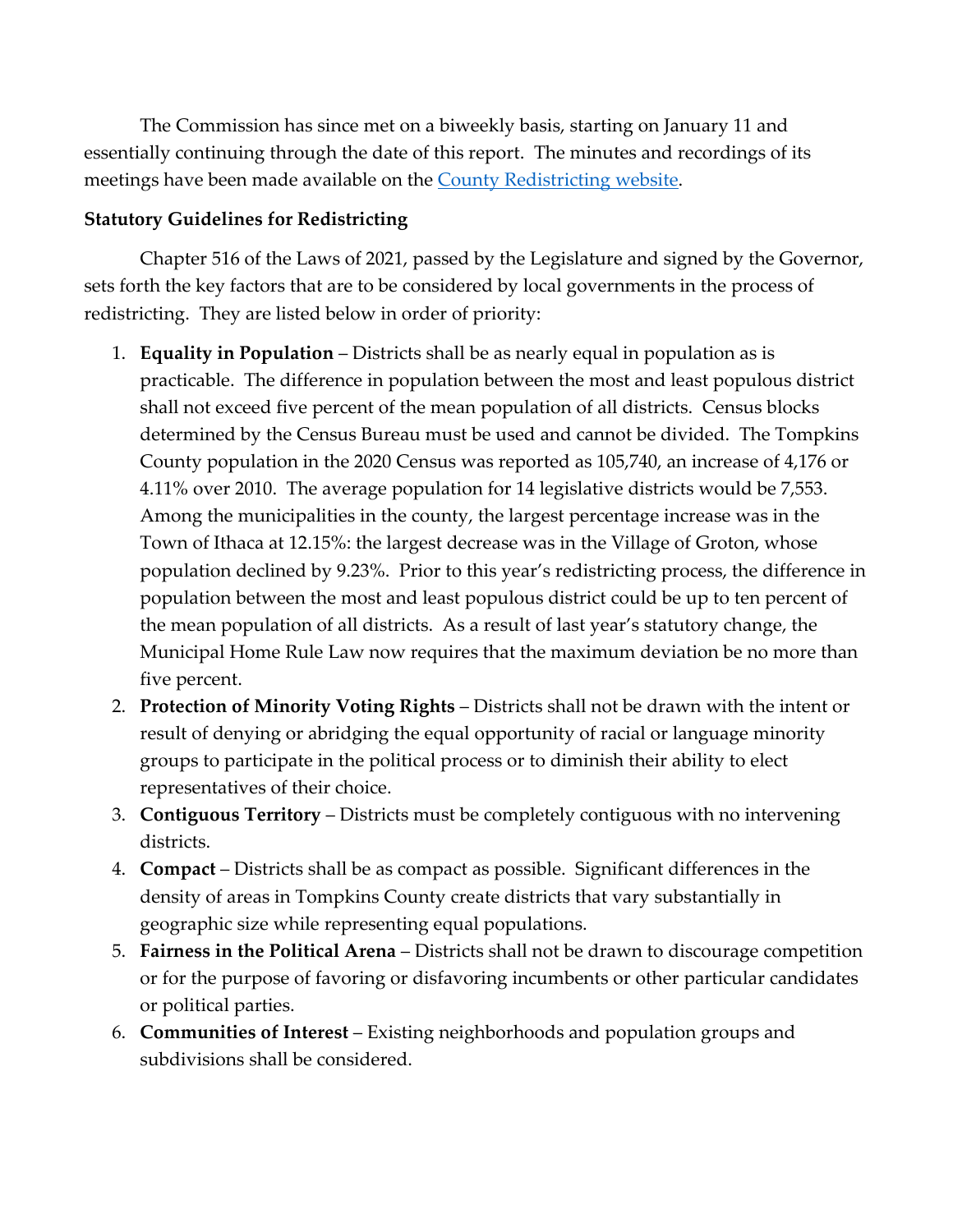The Commission has since met on a biweekly basis, starting on January 11 and essentially continuing through the date of this report. The minutes and recordings of its meetings have been made available on the [County Redistricting website](#).

**Statutory Guidelines for Redistricting**

Chapter 516 of the Laws of 2021, passed by the Legislature and signed by the Governor, sets forth the key factors that are to be considered by local governments in the process of redistricting. They are listed below in order of priority:

1. **Equality in Population** – Districts shall be as nearly equal in population as is practicable. The difference in population between the most and least populous district shall not exceed five percent of the mean population of all districts. Census blocks determined by the Census Bureau must be used and cannot be divided. The Tompkins County population in the 2020 Census was reported as 105,740, an increase of 4,176 or 4.11% over 2010. The average population for 14 legislative districts would be 7,553. Among the municipalities in the county, the largest percentage increase was in the Town of Ithaca at 12.15%: the largest decrease was in the Village of Groton, whose population declined by 9.23%. Prior to this year's redistricting process, the difference in population between the most and least populous district could be up to ten percent of the mean population of all districts. As a result of last year's statutory change, the Municipal Home Rule Law now requires that the maximum deviation be no more than five percent.
2. **Protection of Minority Voting Rights** – Districts shall not be drawn with the intent or result of denying or abridging the equal opportunity of racial or language minority groups to participate in the political process or to diminish their ability to elect representatives of their choice.
3. **Contiguous Territory** – Districts must be completely contiguous with no intervening districts.
4. **Compact** – Districts shall be as compact as possible. Significant differences in the density of areas in Tompkins County create districts that vary substantially in geographic size while representing equal populations.
5. **Fairness in the Political Arena** – Districts shall not be drawn to discourage competition or for the purpose of favoring or disfavoring incumbents or other particular candidates or political parties.
6. **Communities of Interest** – Existing neighborhoods and population groups and subdivisions shall be considered.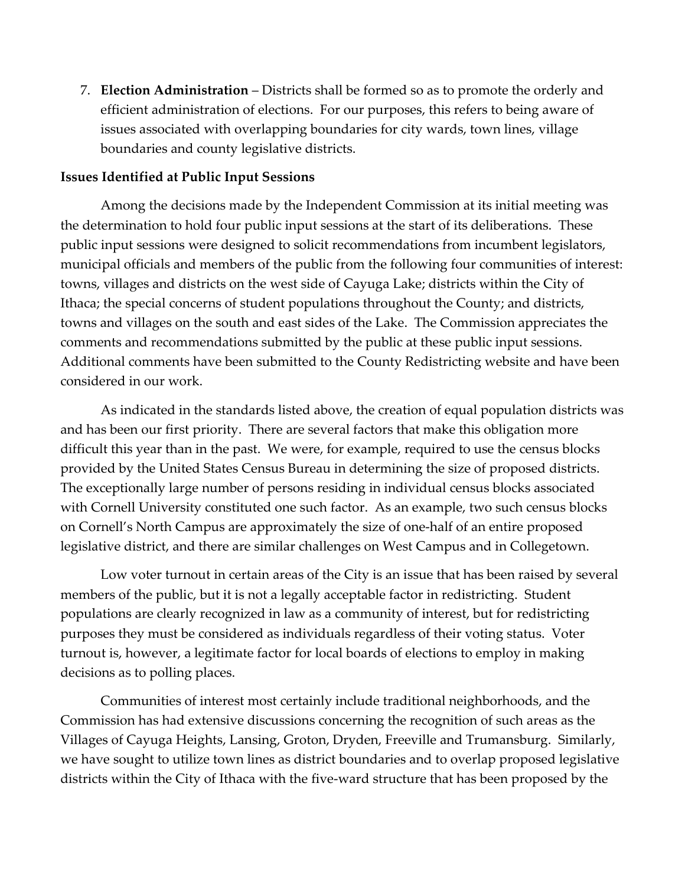7. **Election Administration** – Districts shall be formed so as to promote the orderly and efficient administration of elections. For our purposes, this refers to being aware of issues associated with overlapping boundaries for city wards, town lines, village boundaries and county legislative districts.

**Issues Identified at Public Input Sessions**

Among the decisions made by the Independent Commission at its initial meeting was the determination to hold four public input sessions at the start of its deliberations. These public input sessions were designed to solicit recommendations from incumbent legislators, municipal officials and members of the public from the following four communities of interest: towns, villages and districts on the west side of Cayuga Lake; districts within the City of Ithaca; the special concerns of student populations throughout the County; and districts, towns and villages on the south and east sides of the Lake. The Commission appreciates the comments and recommendations submitted by the public at these public input sessions. Additional comments have been submitted to the County Redistricting website and have been considered in our work.

As indicated in the standards listed above, the creation of equal population districts was and has been our first priority. There are several factors that make this obligation more difficult this year than in the past. We were, for example, required to use the census blocks provided by the United States Census Bureau in determining the size of proposed districts. The exceptionally large number of persons residing in individual census blocks associated with Cornell University constituted one such factor. As an example, two such census blocks on Cornell's North Campus are approximately the size of one-half of an entire proposed legislative district, and there are similar challenges on West Campus and in Collegetown.

Low voter turnout in certain areas of the City is an issue that has been raised by several members of the public, but it is not a legally acceptable factor in redistricting. Student populations are clearly recognized in law as a community of interest, but for redistricting purposes they must be considered as individuals regardless of their voting status. Voter turnout is, however, a legitimate factor for local boards of elections to employ in making decisions as to polling places.

Communities of interest most certainly include traditional neighborhoods, and the Commission has had extensive discussions concerning the recognition of such areas as the Villages of Cayuga Heights, Lansing, Groton, Dryden, Freeville and Trumansburg. Similarly, we have sought to utilize town lines as district boundaries and to overlap proposed legislative districts within the City of Ithaca with the five-ward structure that has been proposed by the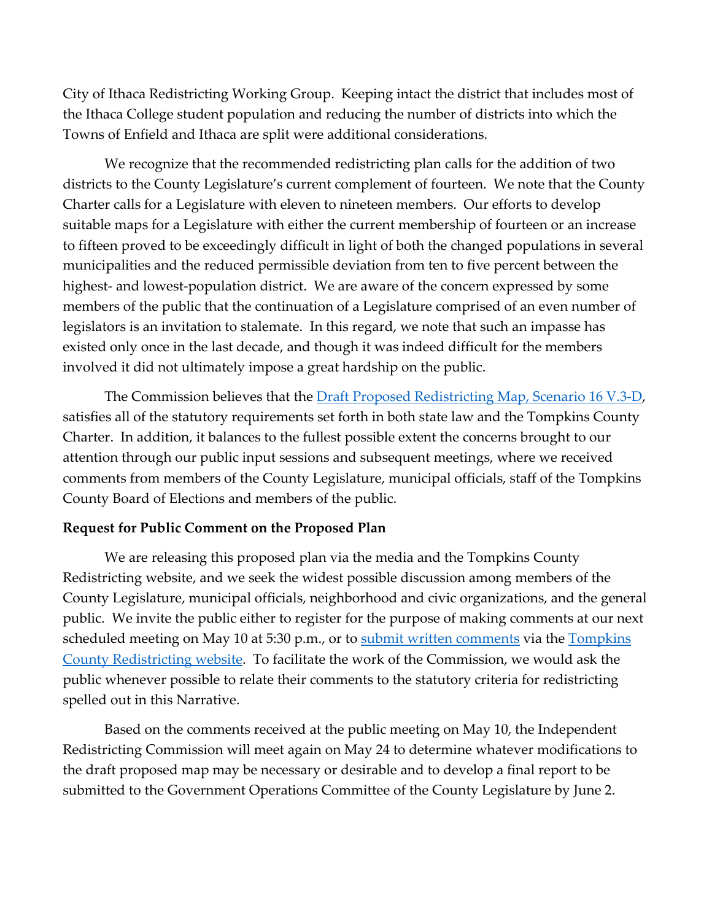City of Ithaca Redistricting Working Group. Keeping intact the district that includes most of the Ithaca College student population and reducing the number of districts into which the Towns of Enfield and Ithaca are split were additional considerations.

We recognize that the recommended redistricting plan calls for the addition of two districts to the County Legislature's current complement of fourteen. We note that the County Charter calls for a Legislature with eleven to nineteen members. Our efforts to develop suitable maps for a Legislature with either the current membership of fourteen or an increase to fifteen proved to be exceedingly difficult in light of both the changed populations in several municipalities and the reduced permissible deviation from ten to five percent between the highest- and lowest-population district. We are aware of the concern expressed by some members of the public that the continuation of a Legislature comprised of an even number of legislators is an invitation to stalemate. In this regard, we note that such an impasse has existed only once in the last decade, and though it was indeed difficult for the members involved it did not ultimately impose a great hardship on the public.

The Commission believes that the Draft Proposed Redistricting Map, Scenario 16 V.3-D, satisfies all of the statutory requirements set forth in both state law and the Tompkins County Charter. In addition, it balances to the fullest possible extent the concerns brought to our attention through our public input sessions and subsequent meetings, where we received comments from members of the County Legislature, municipal officials, staff of the Tompkins County Board of Elections and members of the public.

**Request for Public Comment on the Proposed Plan**

We are releasing this proposed plan via the media and the Tompkins County Redistricting website, and we seek the widest possible discussion among members of the County Legislature, municipal officials, neighborhood and civic organizations, and the general public. We invite the public either to register for the purpose of making comments at our next scheduled meeting on May 10 at 5:30 p.m., or to submit written comments via the Tompkins County Redistricting website. To facilitate the work of the Commission, we would ask the public whenever possible to relate their comments to the statutory criteria for redistricting spelled out in this Narrative.

Based on the comments received at the public meeting on May 10, the Independent Redistricting Commission will meet again on May 24 to determine whatever modifications to the draft proposed map may be necessary or desirable and to develop a final report to be submitted to the Government Operations Committee of the County Legislature by June 2.